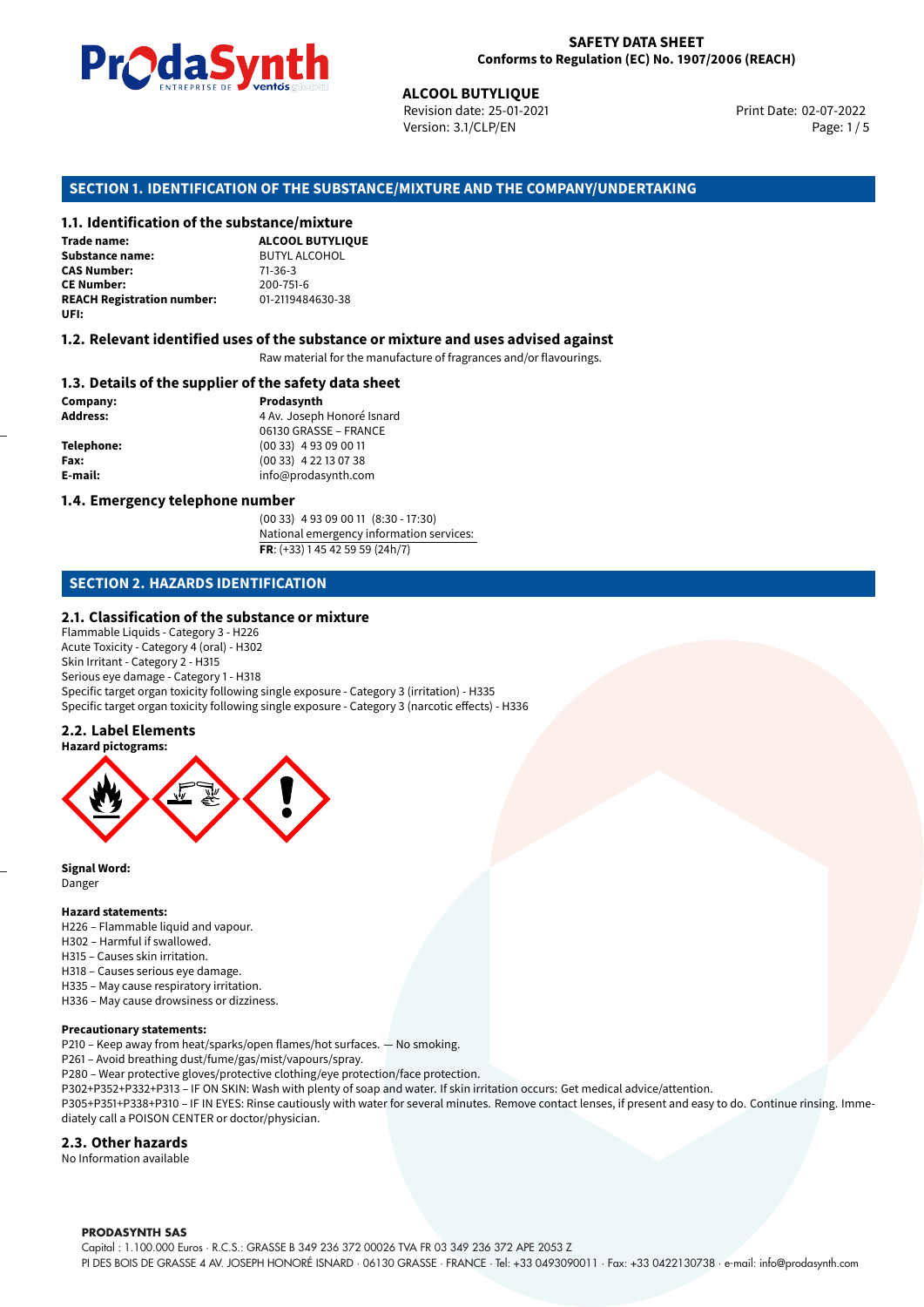**SAFETY DATA SHEET**
**Conforms to Regulation (EC) No. 1907/2006 (REACH)**

**ALCOOL BUTYLIQUE**
Revision date: 25-01-2021
Version: 3.1/CLP/EN
Print Date: 02-07-2022

## SECTION 1. IDENTIFICATION OF THE SUBSTANCE/MIXTURE AND THE COMPANY/UNDERTAKING

### 1.1. Identification of the substance/mixture

| | |
|---|---|
| **Trade name:** | **ALCOOL BUTYLIQUE** |
| **Substance name:** | BUTYL ALCOHOL |
| **CAS Number:** | 71-36-3 |
| **CE Number:** | 200-751-6 |
| **REACH Registration number:** | 01-2119484630-38 |
| **UFI:** | |

### 1.2. Relevant identified uses of the substance or mixture and uses advised against

Raw material for the manufacture of fragrances and/or flavourings.

### 1.3. Details of the supplier of the safety data sheet

| | |
|---|---|
| **Company:** | **Prodasynth** |
| **Address:** | 4 Av. Joseph Honoré Isnard<br>06130 GRASSE – FRANCE |
| **Telephone:** | (00 33) 4 93 09 00 11 |
| **Fax:** | (00 33) 4 22 13 07 38 |
| **E-mail:** | info@prodasynth.com |

### 1.4. Emergency telephone number

(00 33) 4 93 09 00 11 (8:30 - 17:30)
National emergency information services:
**FR**: (+33) 1 45 42 59 59 (24h/7)

## SECTION 2. HAZARDS IDENTIFICATION

### 2.1. Classification of the substance or mixture

Flammable Liquids - Category 3 - H226
Acute Toxicity - Category 4 (oral) - H302
Skin Irritant - Category 2 - H315
Serious eye damage - Category 1 - H318
Specific target organ toxicity following single exposure - Category 3 (irritation) - H335
Specific target organ toxicity following single exposure - Category 3 (narcotic effects) - H336

### 2.2. Label Elements

**Hazard pictograms:**

**Signal Word:**
Danger

**Hazard statements:**
H226 – Flammable liquid and vapour.
H302 – Harmful if swallowed.
H315 – Causes skin irritation.
H318 – Causes serious eye damage.
H335 – May cause respiratory irritation.
H336 – May cause drowsiness or dizziness.

**Precautionary statements:**
P210 – Keep away from heat/sparks/open flames/hot surfaces. — No smoking.
P261 – Avoid breathing dust/fume/gas/mist/vapours/spray.
P280 – Wear protective gloves/protective clothing/eye protection/face protection.
P302+P352+P332+P313 – IF ON SKIN: Wash with plenty of soap and water. If skin irritation occurs: Get medical advice/attention.
P305+P351+P338+P310 – IF IN EYES: Rinse cautiously with water for several minutes. Remove contact lenses, if present and easy to do. Continue rinsing. Immediately call a POISON CENTER or doctor/physician.

### 2.3. Other hazards

No Information available

**PRODASYNTH SAS**
Capital : 1.100.000 Euros · R.C.S.: GRASSE B 349 236 372 00026 TVA FR 03 349 236 372 APE 2053 Z
PI DES BOIS DE GRASSE 4 AV. JOSEPH HONORÉ ISNARD · 06130 GRASSE · FRANCE · Tel: +33 0493090011 · Fax: +33 0422130738 · e-mail: info@prodasynth.com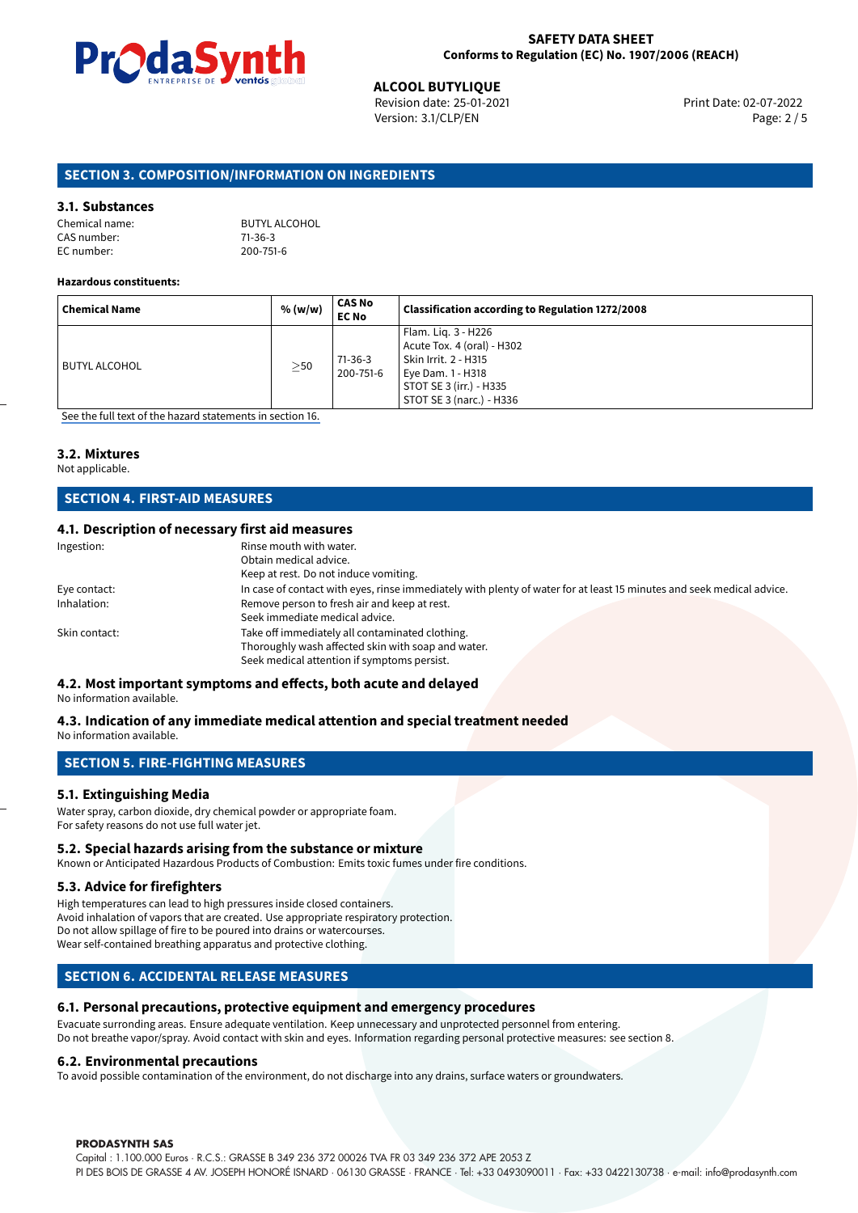## SECTION 3. COMPOSITION/INFORMATION ON INGREDIENTS

### 3.1. Substances

Chemical name: BUTYL ALCOHOL
CAS number: 71-36-3
EC number: 200-751-6

**Hazardous constituents:**

| Chemical Name | % (w/w) | CAS No EC No | Classification according to Regulation 1272/2008 |
|---|---|---|---|
| BUTYL ALCOHOL | ≥50 | 71-36-3 200-751-6 | Flam. Liq. 3 - H226 Acute Tox. 4 (oral) - H302 Skin Irrit. 2 - H315 Eye Dam. 1 - H318 STOT SE 3 (irr.) - H335 STOT SE 3 (narc.) - H336 |

See the full text of the hazard statements in section 16.

### 3.2. Mixtures

Not applicable.

## SECTION 4. FIRST-AID MEASURES

### 4.1. Description of necessary first aid measures

Ingestion: Rinse mouth with water.
Obtain medical advice.
Keep at rest. Do not induce vomiting.

Eye contact: In case of contact with eyes, rinse immediately with plenty of water for at least 15 minutes and seek medical advice.

Inhalation: Remove person to fresh air and keep at rest.
Seek immediate medical advice.

Skin contact: Take off immediately all contaminated clothing.
Thoroughly wash affected skin with soap and water.
Seek medical attention if symptoms persist.

### 4.2. Most important symptoms and effects, both acute and delayed

No information available.

### 4.3. Indication of any immediate medical attention and special treatment needed

No information available.

## SECTION 5. FIRE-FIGHTING MEASURES

### 5.1. Extinguishing Media

Water spray, carbon dioxide, dry chemical powder or appropriate foam.
For safety reasons do not use full water jet.

### 5.2. Special hazards arising from the substance or mixture

Known or Anticipated Hazardous Products of Combustion: Emits toxic fumes under fire conditions.

### 5.3. Advice for firefighters

High temperatures can lead to high pressures inside closed containers.
Avoid inhalation of vapors that are created. Use appropriate respiratory protection.
Do not allow spillage of fire to be poured into drains or watercourses.
Wear self-contained breathing apparatus and protective clothing.

## SECTION 6. ACCIDENTAL RELEASE MEASURES

### 6.1. Personal precautions, protective equipment and emergency procedures

Evacuate surrounding areas. Ensure adequate ventilation. Keep unnecessary and unprotected personnel from entering.
Do not breathe vapor/spray. Avoid contact with skin and eyes. Information regarding personal protective measures: see section 8.

### 6.2. Environmental precautions

To avoid possible contamination of the environment, do not discharge into any drains, surface waters or groundwaters.

**PRODASYNTH SAS**
Capital : 1.100.000 Euros · R.C.S.: GRASSE B 349 236 372 00026 TVA FR 03 349 236 372 APE 2053 Z
PI DES BOIS DE GRASSE 4 AV. JOSEPH HONORÉ ISNARD · 06130 GRASSE · FRANCE · Tel: +33 0493090011 · Fax: +33 0422130738 · e-mail: info@prodasynth.com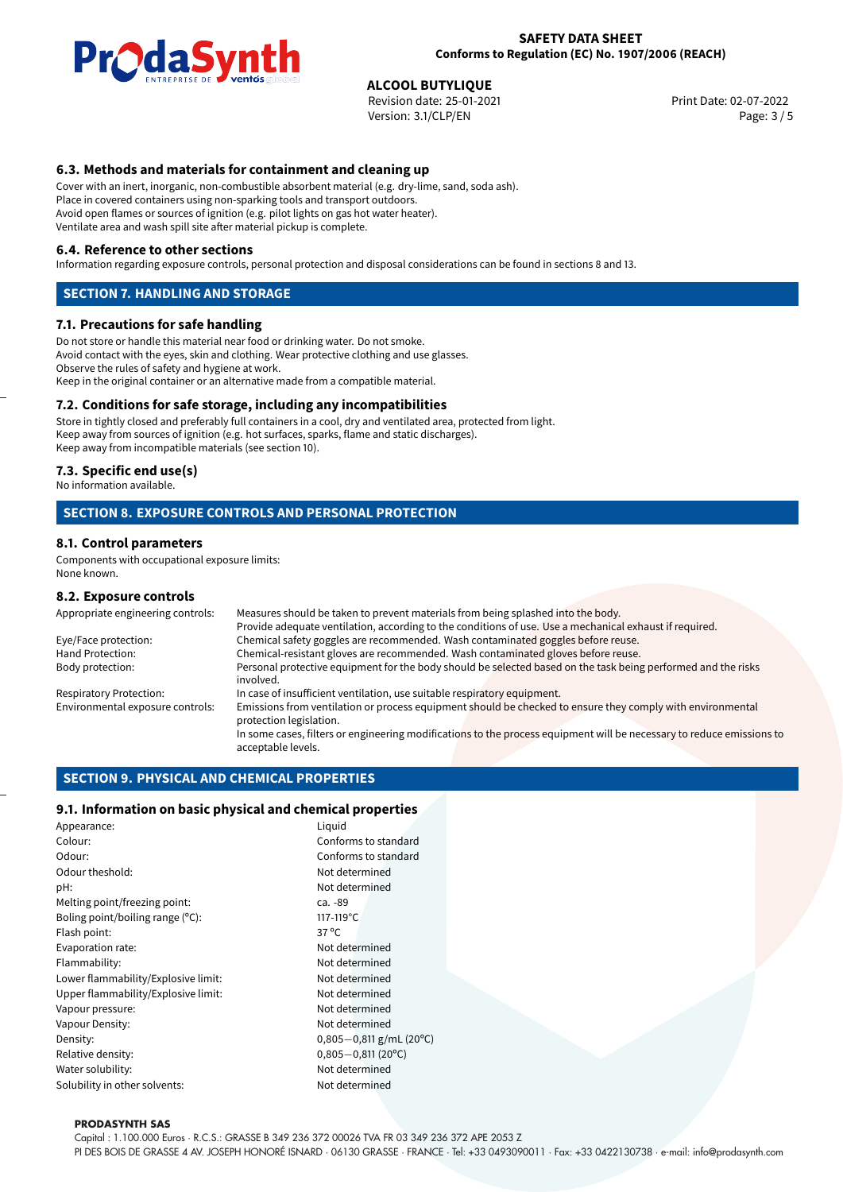### 6.3. Methods and materials for containment and cleaning up

Cover with an inert, inorganic, non-combustible absorbent material (e.g. dry-lime, sand, soda ash).
Place in covered containers using non-sparking tools and transport outdoors.
Avoid open flames or sources of ignition (e.g. pilot lights on gas hot water heater).
Ventilate area and wash spill site after material pickup is complete.

### 6.4. Reference to other sections

Information regarding exposure controls, personal protection and disposal considerations can be found in sections 8 and 13.

## SECTION 7. HANDLING AND STORAGE

### 7.1. Precautions for safe handling

Do not store or handle this material near food or drinking water. Do not smoke.
Avoid contact with the eyes, skin and clothing. Wear protective clothing and use glasses.
Observe the rules of safety and hygiene at work.
Keep in the original container or an alternative made from a compatible material.

### 7.2. Conditions for safe storage, including any incompatibilities

Store in tightly closed and preferably full containers in a cool, dry and ventilated area, protected from light.
Keep away from sources of ignition (e.g. hot surfaces, sparks, flame and static discharges).
Keep away from incompatible materials (see section 10).

### 7.3. Specific end use(s)

No information available.

## SECTION 8. EXPOSURE CONTROLS AND PERSONAL PROTECTION

### 8.1. Control parameters

Components with occupational exposure limits:
None known.

### 8.2. Exposure controls

| | |
|---|---|
| Appropriate engineering controls: | Measures should be taken to prevent materials from being splashed into the body. Provide adequate ventilation, according to the conditions of use. Use a mechanical exhaust if required. |
| Eye/Face protection: | Chemical safety goggles are recommended. Wash contaminated goggles before reuse. |
| Hand Protection: | Chemical-resistant gloves are recommended. Wash contaminated gloves before reuse. |
| Body protection: | Personal protective equipment for the body should be selected based on the task being performed and the risks involved. |
| Respiratory Protection: | In case of insufficient ventilation, use suitable respiratory equipment. |
| Environmental exposure controls: | Emissions from ventilation or process equipment should be checked to ensure they comply with environmental protection legislation. In some cases, filters or engineering modifications to the process equipment will be necessary to reduce emissions to acceptable levels. |

## SECTION 9. PHYSICAL AND CHEMICAL PROPERTIES

### 9.1. Information on basic physical and chemical properties

| | |
|---|---|
| Appearance: | Liquid |
| Colour: | Conforms to standard |
| Odour: | Conforms to standard |
| Odour theshold: | Not determined |
| pH: | Not determined |
| Melting point/freezing point: | ca. -89 |
| Boling point/boiling range (°C): | 117-119°C |
| Flash point: | 37 °C |
| Evaporation rate: | Not determined |
| Flammability: | Not determined |
| Lower flammability/Explosive limit: | Not determined |
| Upper flammability/Explosive limit: | Not determined |
| Vapour pressure: | Not determined |
| Vapour Density: | Not determined |
| Density: | 0,805—0,811 g/mL (20°C) |
| Relative density: | 0,805—0,811 (20°C) |
| Water solubility: | Not determined |
| Solubility in other solvents: | Not determined |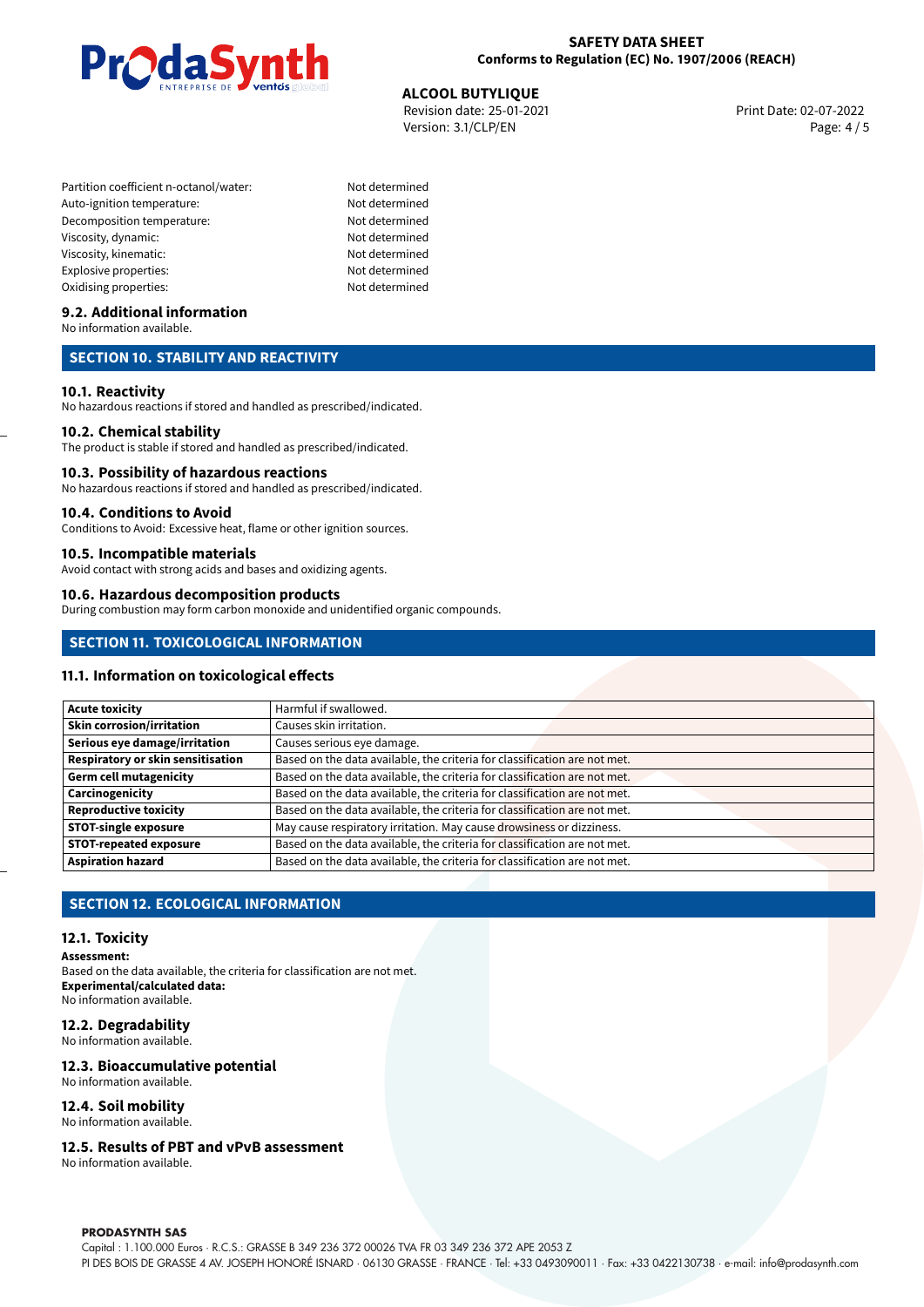| | |
|---|---|
| Partition coefficient n-octanol/water: | Not determined |
| Auto-ignition temperature: | Not determined |
| Decomposition temperature: | Not determined |
| Viscosity, dynamic: | Not determined |
| Viscosity, kinematic: | Not determined |
| Explosive properties: | Not determined |
| Oxidising properties: | Not determined |

### 9.2. Additional information

No information available.

## SECTION 10. STABILITY AND REACTIVITY

### 10.1. Reactivity

No hazardous reactions if stored and handled as prescribed/indicated.

### 10.2. Chemical stability

The product is stable if stored and handled as prescribed/indicated.

### 10.3. Possibility of hazardous reactions

No hazardous reactions if stored and handled as prescribed/indicated.

### 10.4. Conditions to Avoid

Conditions to Avoid: Excessive heat, flame or other ignition sources.

### 10.5. Incompatible materials

Avoid contact with strong acids and bases and oxidizing agents.

### 10.6. Hazardous decomposition products

During combustion may form carbon monoxide and unidentified organic compounds.

## SECTION 11. TOXICOLOGICAL INFORMATION

### 11.1. Information on toxicological effects

| | |
|---|---|
| **Acute toxicity** | Harmful if swallowed. |
| **Skin corrosion/irritation** | Causes skin irritation. |
| **Serious eye damage/irritation** | Causes serious eye damage. |
| **Respiratory or skin sensitisation** | Based on the data available, the criteria for classification are not met. |
| **Germ cell mutagenicity** | Based on the data available, the criteria for classification are not met. |
| **Carcinogenicity** | Based on the data available, the criteria for classification are not met. |
| **Reproductive toxicity** | Based on the data available, the criteria for classification are not met. |
| **STOT-single exposure** | May cause respiratory irritation. May cause drowsiness or dizziness. |
| **STOT-repeated exposure** | Based on the data available, the criteria for classification are not met. |
| **Aspiration hazard** | Based on the data available, the criteria for classification are not met. |

## SECTION 12. ECOLOGICAL INFORMATION

### 12.1. Toxicity

**Assessment:**
Based on the data available, the criteria for classification are not met.
**Experimental/calculated data:**
No information available.

### 12.2. Degradability

No information available.

### 12.3. Bioaccumulative potential

No information available.

### 12.4. Soil mobility

No information available.

### 12.5. Results of PBT and vPvB assessment

No information available.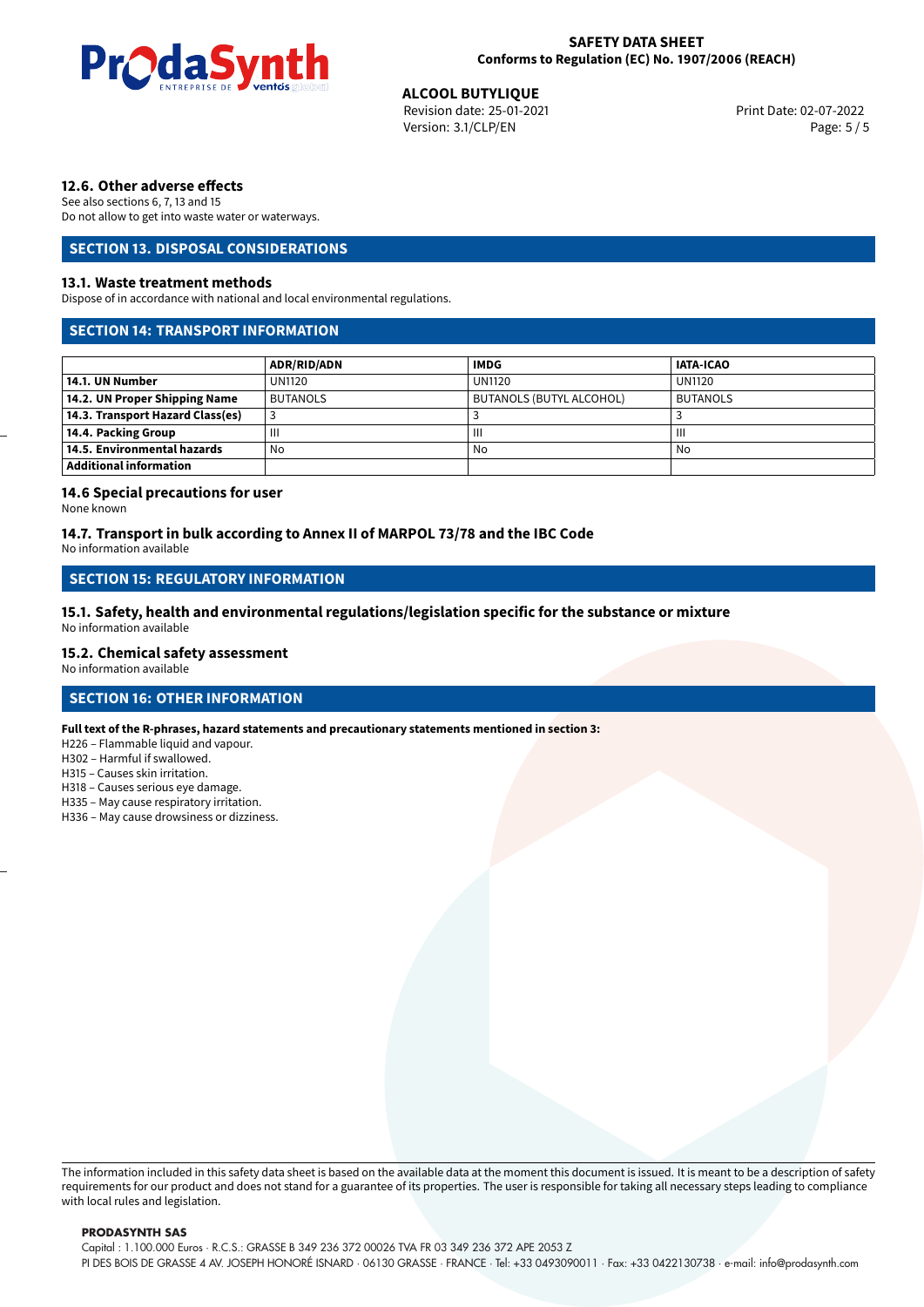### 12.6. Other adverse effects

See also sections 6, 7, 13 and 15
Do not allow to get into waste water or waterways.

## SECTION 13. DISPOSAL CONSIDERATIONS

### 13.1. Waste treatment methods

Dispose of in accordance with national and local environmental regulations.

## SECTION 14: TRANSPORT INFORMATION

| | ADR/RID/ADN | IMDG | IATA-ICAO |
|---|---|---|---|
| **14.1. UN Number** | UN1120 | UN1120 | UN1120 |
| **14.2. UN Proper Shipping Name** | BUTANOLS | BUTANOLS (BUTYL ALCOHOL) | BUTANOLS |
| **14.3. Transport Hazard Class(es)** | 3 | 3 | 3 |
| **14.4. Packing Group** | III | III | III |
| **14.5. Environmental hazards** | No | No | No |
| **Additional information** | | | |

### 14.6 Special precautions for user

None known

### 14.7. Transport in bulk according to Annex II of MARPOL 73/78 and the IBC Code

No information available

## SECTION 15: REGULATORY INFORMATION

### 15.1. Safety, health and environmental regulations/legislation specific for the substance or mixture

No information available

### 15.2. Chemical safety assessment

No information available

## SECTION 16: OTHER INFORMATION

**Full text of the R-phrases, hazard statements and precautionary statements mentioned in section 3:**

H226 – Flammable liquid and vapour.
H302 – Harmful if swallowed.
H315 – Causes skin irritation.
H318 – Causes serious eye damage.
H335 – May cause respiratory irritation.
H336 – May cause drowsiness or dizziness.

The information included in this safety data sheet is based on the available data at the moment this document is issued. It is meant to be a description of safety requirements for our product and does not stand for a guarantee of its properties. The user is responsible for taking all necessary steps leading to compliance with local rules and legislation.